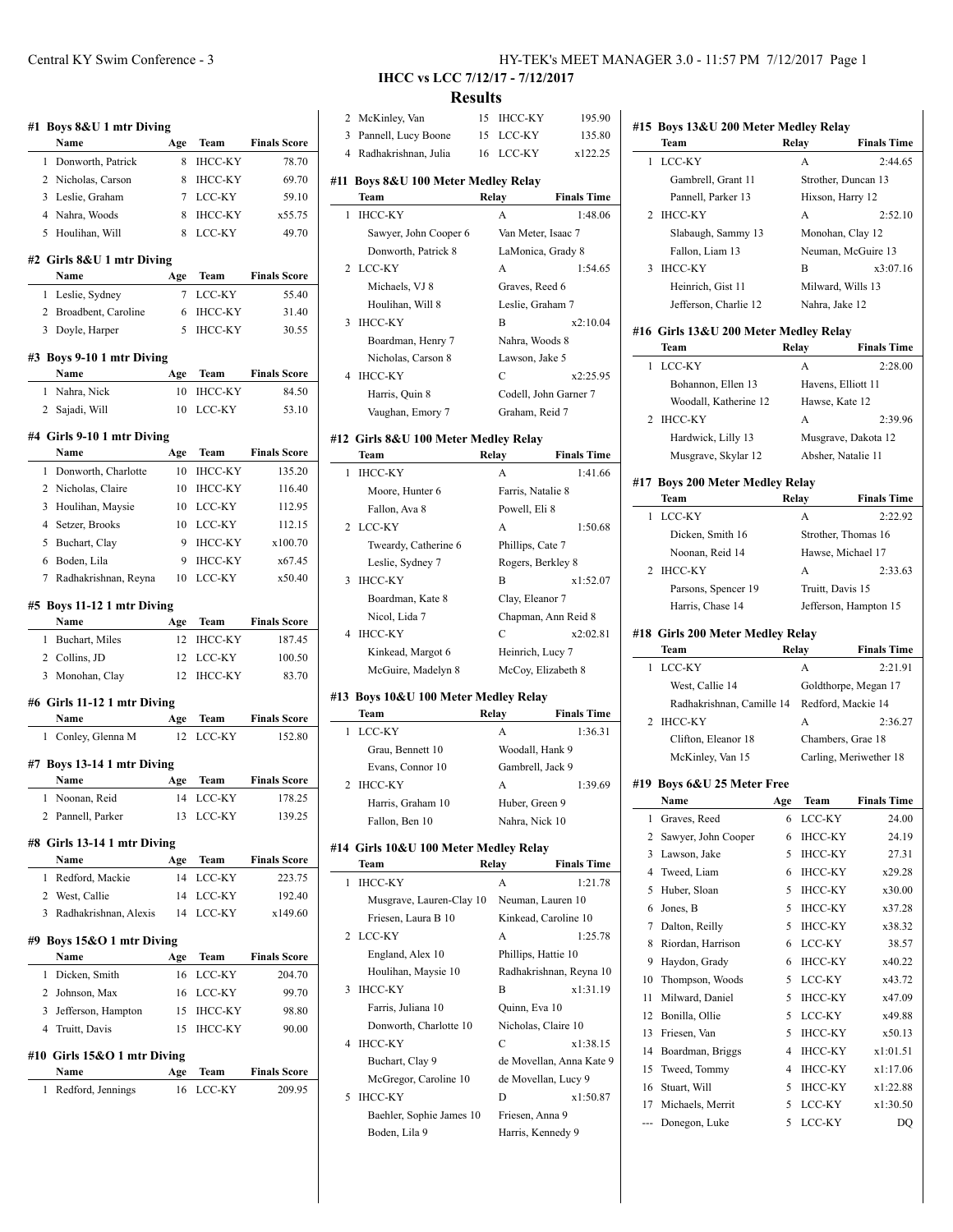**IHCC vs LCC 7/12/17 - 7/12/2017**

## Results

#### #1 Boys 8&U 1 mtr Diving

| | Name | Age | Team | Finals Score |
|---|---|---|---|---|
| 1 | Donworth, Patrick | 8 | IHCC-KY | 78.70 |
| 2 | Nicholas, Carson | 8 | IHCC-KY | 69.70 |
| 3 | Leslie, Graham | 7 | LCC-KY | 59.10 |
| 4 | Nahra, Woods | 8 | IHCC-KY | x55.75 |
| 5 | Houlihan, Will | 8 | LCC-KY | 49.70 |

#### #2 Girls 8&U 1 mtr Diving

| | Name | Age | Team | Finals Score |
|---|---|---|---|---|
| 1 | Leslie, Sydney | 7 | LCC-KY | 55.40 |
| 2 | Broadbent, Caroline | 6 | IHCC-KY | 31.40 |
| 3 | Doyle, Harper | 5 | IHCC-KY | 30.55 |

#### #3 Boys 9-10 1 mtr Diving

| | Name | Age | Team | Finals Score |
|---|---|---|---|---|
| 1 | Nahra, Nick | 10 | IHCC-KY | 84.50 |
| 2 | Sajadi, Will | 10 | LCC-KY | 53.10 |

#### #4 Girls 9-10 1 mtr Diving

| | Name | Age | Team | Finals Score |
|---|---|---|---|---|
| 1 | Donworth, Charlotte | 10 | IHCC-KY | 135.20 |
| 2 | Nicholas, Claire | 10 | IHCC-KY | 116.40 |
| 3 | Houlihan, Maysie | 10 | LCC-KY | 112.95 |
| 4 | Setzer, Brooks | 10 | LCC-KY | 112.15 |
| 5 | Buchart, Clay | 9 | IHCC-KY | x100.70 |
| 6 | Boden, Lila | 9 | IHCC-KY | x67.45 |
| 7 | Radhakrishnan, Reyna | 10 | LCC-KY | x50.40 |

#### #5 Boys 11-12 1 mtr Diving

| | Name | Age | Team | Finals Score |
|---|---|---|---|---|
| 1 | Buchart, Miles | 12 | IHCC-KY | 187.45 |
| 2 | Collins, JD | 12 | LCC-KY | 100.50 |
| 3 | Monohan, Clay | 12 | IHCC-KY | 83.70 |

#### #6 Girls 11-12 1 mtr Diving

| | Name | Age | Team | Finals Score |
|---|---|---|---|---|
| 1 | Conley, Glenna M | 12 | LCC-KY | 152.80 |

#### #7 Boys 13-14 1 mtr Diving

| | Name | Age | Team | Finals Score |
|---|---|---|---|---|
| 1 | Noonan, Reid | 14 | LCC-KY | 178.25 |
| 2 | Pannell, Parker | 13 | LCC-KY | 139.25 |

#### #8 Girls 13-14 1 mtr Diving

| | Name | Age | Team | Finals Score |
|---|---|---|---|---|
| 1 | Redford, Mackie | 14 | LCC-KY | 223.75 |
| 2 | West, Callie | 14 | LCC-KY | 192.40 |
| 3 | Radhakrishnan, Alexis | 14 | LCC-KY | x149.60 |

#### #9 Boys 15&O 1 mtr Diving

| | Name | Age | Team | Finals Score |
|---|---|---|---|---|
| 1 | Dicken, Smith | 16 | LCC-KY | 204.70 |
| 2 | Johnson, Max | 16 | LCC-KY | 99.70 |
| 3 | Jefferson, Hampton | 15 | IHCC-KY | 98.80 |
| 4 | Truitt, Davis | 15 | IHCC-KY | 90.00 |

#### #10 Girls 15&O 1 mtr Diving

| | Name | Age | Team | Finals Score |
|---|---|---|---|---|
| 1 | Redford, Jennings | 16 | LCC-KY | 209.95 |
| 2 | McKinley, Van | 15 | IHCC-KY | 195.90 |
| 3 | Pannell, Lucy Boone | 15 | LCC-KY | 135.80 |
| 4 | Radhakrishnan, Julia | 16 | LCC-KY | x122.25 |

#### #11 Boys 8&U 100 Meter Medley Relay

| | Team | Relay | Finals Time |
|---|---|---|---|
| 1 | IHCC-KY | A | 1:48.06 |
| | Sawyer, John Cooper 6 | Van Meter, Isaac 7 | |
| | Donworth, Patrick 8 | LaMonica, Grady 8 | |
| 2 | LCC-KY | A | 1:54.65 |
| | Michaels, VJ 8 | Graves, Reed 6 | |
| | Houlihan, Will 8 | Leslie, Graham 7 | |
| 3 | IHCC-KY | B | x2:10.04 |
| | Boardman, Henry 7 | Nahra, Woods 8 | |
| | Nicholas, Carson 8 | Lawson, Jake 5 | |
| 4 | IHCC-KY | C | x2:25.95 |
| | Harris, Quin 8 | Codell, John Garner 7 | |
| | Vaughan, Emory 7 | Graham, Reid 7 | |

#### #12 Girls 8&U 100 Meter Medley Relay

| | Team | Relay | Finals Time |
|---|---|---|---|
| 1 | IHCC-KY | A | 1:41.66 |
| | Moore, Hunter 6 | Farris, Natalie 8 | |
| | Fallon, Ava 8 | Powell, Eli 8 | |
| 2 | LCC-KY | A | 1:50.68 |
| | Tweardy, Catherine 6 | Phillips, Cate 7 | |
| | Leslie, Sydney 7 | Rogers, Berkley 8 | |
| 3 | IHCC-KY | B | x1:52.07 |
| | Boardman, Kate 8 | Clay, Eleanor 7 | |
| | Nicol, Lida 7 | Chapman, Ann Reid 8 | |
| 4 | IHCC-KY | C | x2:02.81 |
| | Kinkead, Margot 6 | Heinrich, Lucy 7 | |
| | McGuire, Madelyn 8 | McCoy, Elizabeth 8 | |

#### #13 Boys 10&U 100 Meter Medley Relay

| | Team | Relay | Finals Time |
|---|---|---|---|
| 1 | LCC-KY | A | 1:36.31 |
| | Grau, Bennett 10 | Woodall, Hank 9 | |
| | Evans, Connor 10 | Gambrell, Jack 9 | |
| 2 | IHCC-KY | A | 1:39.69 |
| | Harris, Graham 10 | Huber, Green 9 | |
| | Fallon, Ben 10 | Nahra, Nick 10 | |

#### #14 Girls 10&U 100 Meter Medley Relay

| | Team | Relay | Finals Time |
|---|---|---|---|
| 1 | IHCC-KY | A | 1:21.78 |
| | Musgrave, Lauren-Clay 10 | Neuman, Lauren 10 | |
| | Friesen, Laura B 10 | Kinkead, Caroline 10 | |
| 2 | LCC-KY | A | 1:25.78 |
| | England, Alex 10 | Phillips, Hattie 10 | |
| | Houlihan, Maysie 10 | Radhakrishnan, Reyna 10 | |
| 3 | IHCC-KY | B | x1:31.19 |
| | Farris, Juliana 10 | Quinn, Eva 10 | |
| | Donworth, Charlotte 10 | Nicholas, Claire 10 | |
| 4 | IHCC-KY | C | x1:38.15 |
| | Buchart, Clay 9 | de Movellan, Anna Kate 9 | |
| | McGregor, Caroline 10 | de Movellan, Lucy 9 | |
| 5 | IHCC-KY | D | x1:50.87 |
| | Baehler, Sophie James 10 | Friesen, Anna 9 | |
| | Boden, Lila 9 | Harris, Kennedy 9 | |

#### #15 Boys 13&U 200 Meter Medley Relay

| | Team | Relay | Finals Time |
|---|---|---|---|
| 1 | LCC-KY | A | 2:44.65 |
| | Gambrell, Grant 11 | Strother, Duncan 13 | |
| | Pannell, Parker 13 | Hixson, Harry 12 | |
| 2 | IHCC-KY | A | 2:52.10 |
| | Slabaugh, Sammy 13 | Monohan, Clay 12 | |
| | Fallon, Liam 13 | Neuman, McGuire 13 | |
| 3 | IHCC-KY | B | x3:07.16 |
| | Heinrich, Gist 11 | Milward, Wills 13 | |
| | Jefferson, Charlie 12 | Nahra, Jake 12 | |

#### #16 Girls 13&U 200 Meter Medley Relay

| | Team | Relay | Finals Time |
|---|---|---|---|
| 1 | LCC-KY | A | 2:28.00 |
| | Bohannon, Ellen 13 | Havens, Elliott 11 | |
| | Woodall, Katherine 12 | Hawse, Kate 12 | |
| 2 | IHCC-KY | A | 2:39.96 |
| | Hardwick, Lilly 13 | Musgrave, Dakota 12 | |
| | Musgrave, Skylar 12 | Absher, Natalie 11 | |

#### #17 Boys 200 Meter Medley Relay

| | Team | Relay | Finals Time |
|---|---|---|---|
| 1 | LCC-KY | A | 2:22.92 |
| | Dicken, Smith 16 | Strother, Thomas 16 | |
| | Noonan, Reid 14 | Hawse, Michael 17 | |
| 2 | IHCC-KY | A | 2:33.63 |
| | Parsons, Spencer 19 | Truitt, Davis 15 | |
| | Harris, Chase 14 | Jefferson, Hampton 15 | |

#### #18 Girls 200 Meter Medley Relay

| | Team | Relay | Finals Time |
|---|---|---|---|
| 1 | LCC-KY | A | 2:21.91 |
| | West, Callie 14 | Goldthorpe, Megan 17 | |
| | Radhakrishnan, Camille 14 | Redford, Mackie 14 | |
| 2 | IHCC-KY | A | 2:36.27 |
| | Clifton, Eleanor 18 | Chambers, Grae 18 | |
| | McKinley, Van 15 | Carling, Meriwether 18 | |

#### #19 Boys 6&U 25 Meter Free

| | Name | Age | Team | Finals Time |
|---|---|---|---|---|
| 1 | Graves, Reed | 6 | LCC-KY | 24.00 |
| 2 | Sawyer, John Cooper | 6 | IHCC-KY | 24.19 |
| 3 | Lawson, Jake | 5 | IHCC-KY | 27.31 |
| 4 | Tweed, Liam | 6 | IHCC-KY | x29.28 |
| 5 | Huber, Sloan | 5 | IHCC-KY | x30.00 |
| 6 | Jones, B | 5 | IHCC-KY | x37.28 |
| 7 | Dalton, Reilly | 5 | IHCC-KY | x38.32 |
| 8 | Riordan, Harrison | 6 | LCC-KY | 38.57 |
| 9 | Haydon, Grady | 6 | IHCC-KY | x40.22 |
| 10 | Thompson, Woods | 5 | LCC-KY | x43.72 |
| 11 | Milward, Daniel | 5 | IHCC-KY | x47.09 |
| 12 | Bonilla, Ollie | 5 | LCC-KY | x49.88 |
| 13 | Friesen, Van | 5 | IHCC-KY | x50.13 |
| 14 | Boardman, Briggs | 4 | IHCC-KY | x1:01.51 |
| 15 | Tweed, Tommy | 4 | IHCC-KY | x1:17.06 |
| 16 | Stuart, Will | 5 | IHCC-KY | x1:22.88 |
| 17 | Michaels, Merrit | 5 | LCC-KY | x1:30.50 |
| --- | Donegon, Luke | 5 | LCC-KY | DQ |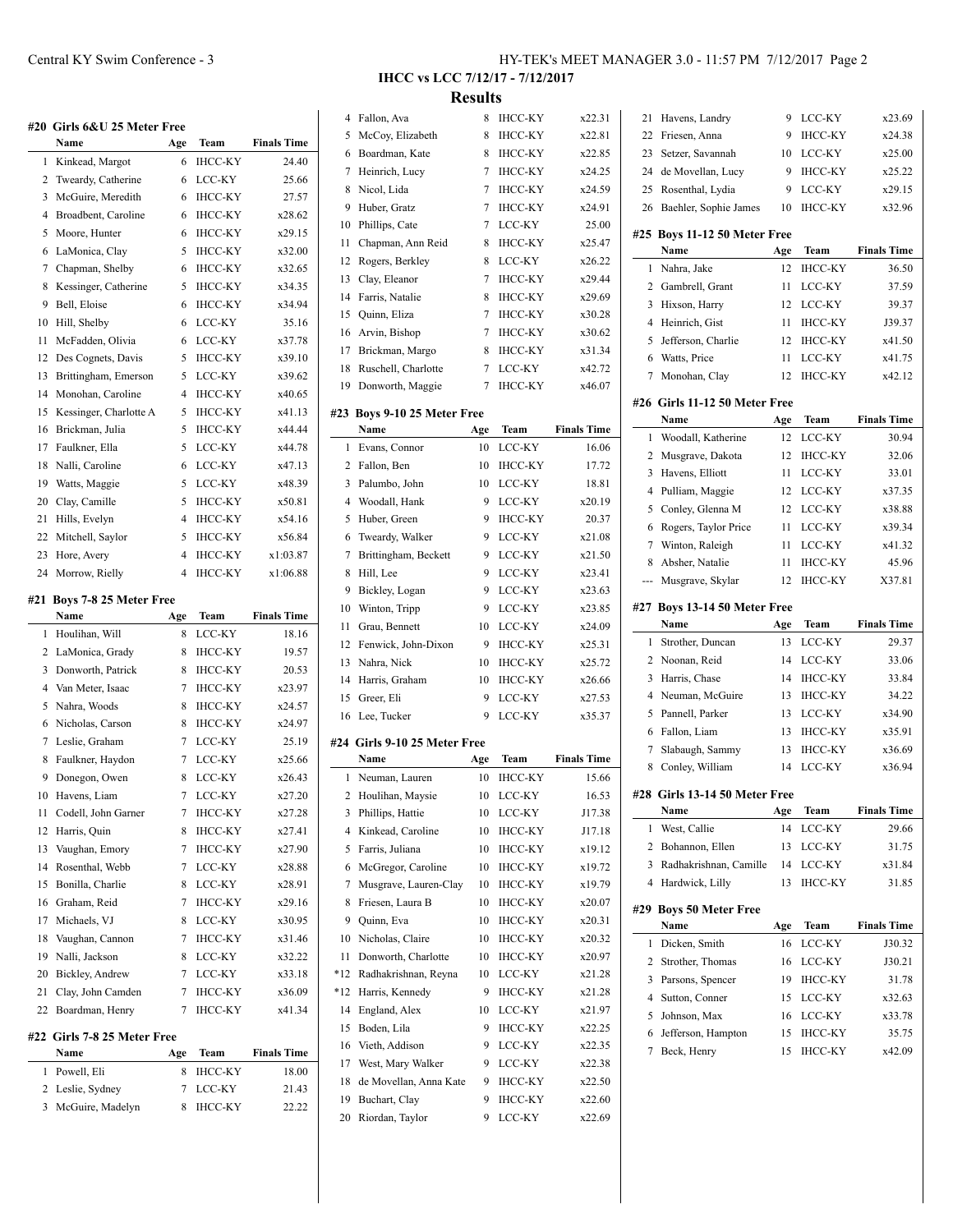**IHCC vs LCC 7/12/17 - 7/12/2017**

## Results

### #20 Girls 6&U 25 Meter Free

| | Name | Age | Team | Finals Time |
|---|---|---|---|---|
| 1 | Kinkead, Margot | 6 | IHCC-KY | 24.40 |
| 2 | Tweardy, Catherine | 6 | LCC-KY | 25.66 |
| 3 | McGuire, Meredith | 6 | IHCC-KY | 27.57 |
| 4 | Broadbent, Caroline | 6 | IHCC-KY | x28.62 |
| 5 | Moore, Hunter | 6 | IHCC-KY | x29.15 |
| 6 | LaMonica, Clay | 5 | IHCC-KY | x32.00 |
| 7 | Chapman, Shelby | 6 | IHCC-KY | x32.65 |
| 8 | Kessinger, Catherine | 5 | IHCC-KY | x34.35 |
| 9 | Bell, Eloise | 6 | IHCC-KY | x34.94 |
| 10 | Hill, Shelby | 6 | LCC-KY | 35.16 |
| 11 | McFadden, Olivia | 6 | LCC-KY | x37.78 |
| 12 | Des Cognets, Davis | 5 | IHCC-KY | x39.10 |
| 13 | Brittingham, Emerson | 5 | LCC-KY | x39.62 |
| 14 | Monohan, Caroline | 4 | IHCC-KY | x40.65 |
| 15 | Kessinger, Charlotte A | 5 | IHCC-KY | x41.13 |
| 16 | Brickman, Julia | 5 | IHCC-KY | x44.44 |
| 17 | Faulkner, Ella | 5 | LCC-KY | x44.78 |
| 18 | Nalli, Caroline | 6 | LCC-KY | x47.13 |
| 19 | Watts, Maggie | 5 | LCC-KY | x48.39 |
| 20 | Clay, Camille | 5 | IHCC-KY | x50.81 |
| 21 | Hills, Evelyn | 4 | IHCC-KY | x54.16 |
| 22 | Mitchell, Saylor | 5 | IHCC-KY | x56.84 |
| 23 | Hore, Avery | 4 | IHCC-KY | x1:03.87 |
| 24 | Morrow, Rielly | 4 | IHCC-KY | x1:06.88 |

### #21 Boys 7-8 25 Meter Free

| | Name | Age | Team | Finals Time |
|---|---|---|---|---|
| 1 | Houlihan, Will | 8 | LCC-KY | 18.16 |
| 2 | LaMonica, Grady | 8 | IHCC-KY | 19.57 |
| 3 | Donworth, Patrick | 8 | IHCC-KY | 20.53 |
| 4 | Van Meter, Isaac | 7 | IHCC-KY | x23.97 |
| 5 | Nahra, Woods | 8 | IHCC-KY | x24.57 |
| 6 | Nicholas, Carson | 8 | IHCC-KY | x24.97 |
| 7 | Leslie, Graham | 7 | LCC-KY | 25.19 |
| 8 | Faulkner, Haydon | 7 | LCC-KY | x25.66 |
| 9 | Donegon, Owen | 8 | LCC-KY | x26.43 |
| 10 | Havens, Liam | 7 | LCC-KY | x27.20 |
| 11 | Codell, John Garner | 7 | IHCC-KY | x27.28 |
| 12 | Harris, Quin | 8 | IHCC-KY | x27.41 |
| 13 | Vaughan, Emory | 7 | IHCC-KY | x27.90 |
| 14 | Rosenthal, Webb | 7 | LCC-KY | x28.88 |
| 15 | Bonilla, Charlie | 8 | LCC-KY | x28.91 |
| 16 | Graham, Reid | 7 | IHCC-KY | x29.16 |
| 17 | Michaels, VJ | 8 | LCC-KY | x30.95 |
| 18 | Vaughan, Cannon | 7 | IHCC-KY | x31.46 |
| 19 | Nalli, Jackson | 8 | LCC-KY | x32.22 |
| 20 | Bickley, Andrew | 7 | LCC-KY | x33.18 |
| 21 | Clay, John Camden | 7 | IHCC-KY | x36.09 |
| 22 | Boardman, Henry | 7 | IHCC-KY | x41.34 |

### #22 Girls 7-8 25 Meter Free

| | Name | Age | Team | Finals Time |
|---|---|---|---|---|
| 1 | Powell, Eli | 8 | IHCC-KY | 18.00 |
| 2 | Leslie, Sydney | 7 | LCC-KY | 21.43 |
| 3 | McGuire, Madelyn | 8 | IHCC-KY | 22.22 |
| 4 | Fallon, Ava | 8 | IHCC-KY | x22.31 |
| 5 | McCoy, Elizabeth | 8 | IHCC-KY | x22.81 |
| 6 | Boardman, Kate | 8 | IHCC-KY | x22.85 |
| 7 | Heinrich, Lucy | 7 | IHCC-KY | x24.25 |
| 8 | Nicol, Lida | 7 | IHCC-KY | x24.59 |
| 9 | Huber, Gratz | 7 | IHCC-KY | x24.91 |
| 10 | Phillips, Cate | 7 | LCC-KY | 25.00 |
| 11 | Chapman, Ann Reid | 8 | IHCC-KY | x25.47 |
| 12 | Rogers, Berkley | 8 | LCC-KY | x26.22 |
| 13 | Clay, Eleanor | 7 | IHCC-KY | x29.44 |
| 14 | Farris, Natalie | 8 | IHCC-KY | x29.69 |
| 15 | Quinn, Eliza | 7 | IHCC-KY | x30.28 |
| 16 | Arvin, Bishop | 7 | IHCC-KY | x30.62 |
| 17 | Brickman, Margo | 8 | IHCC-KY | x31.34 |
| 18 | Ruschell, Charlotte | 7 | LCC-KY | x42.72 |
| 19 | Donworth, Maggie | 7 | IHCC-KY | x46.07 |

### #23 Boys 9-10 25 Meter Free

| | Name | Age | Team | Finals Time |
|---|---|---|---|---|
| 1 | Evans, Connor | 10 | LCC-KY | 16.06 |
| 2 | Fallon, Ben | 10 | IHCC-KY | 17.72 |
| 3 | Palumbo, John | 10 | LCC-KY | 18.81 |
| 4 | Woodall, Hank | 9 | LCC-KY | x20.19 |
| 5 | Huber, Green | 9 | IHCC-KY | 20.37 |
| 6 | Tweardy, Walker | 9 | LCC-KY | x21.08 |
| 7 | Brittingham, Beckett | 9 | LCC-KY | x21.50 |
| 8 | Hill, Lee | 9 | LCC-KY | x23.41 |
| 9 | Bickley, Logan | 9 | LCC-KY | x23.63 |
| 10 | Winton, Tripp | 9 | LCC-KY | x23.85 |
| 11 | Grau, Bennett | 10 | LCC-KY | x24.09 |
| 12 | Fenwick, John-Dixon | 9 | IHCC-KY | x25.31 |
| 13 | Nahra, Nick | 10 | IHCC-KY | x25.72 |
| 14 | Harris, Graham | 10 | IHCC-KY | x26.66 |
| 15 | Greer, Eli | 9 | LCC-KY | x27.53 |
| 16 | Lee, Tucker | 9 | LCC-KY | x35.37 |

### #24 Girls 9-10 25 Meter Free

| | Name | Age | Team | Finals Time |
|---|---|---|---|---|
| 1 | Neuman, Lauren | 10 | IHCC-KY | 15.66 |
| 2 | Houlihan, Maysie | 10 | LCC-KY | 16.53 |
| 3 | Phillips, Hattie | 10 | LCC-KY | J17.38 |
| 4 | Kinkead, Caroline | 10 | IHCC-KY | J17.18 |
| 5 | Farris, Juliana | 10 | IHCC-KY | x19.12 |
| 6 | McGregor, Caroline | 10 | IHCC-KY | x19.72 |
| 7 | Musgrave, Lauren-Clay | 10 | IHCC-KY | x19.79 |
| 8 | Friesen, Laura B | 10 | IHCC-KY | x20.07 |
| 9 | Quinn, Eva | 10 | IHCC-KY | x20.31 |
| 10 | Nicholas, Claire | 10 | IHCC-KY | x20.32 |
| 11 | Donworth, Charlotte | 10 | IHCC-KY | x20.97 |
| *12 | Radhakrishnan, Reyna | 10 | LCC-KY | x21.28 |
| *12 | Harris, Kennedy | 9 | IHCC-KY | x21.28 |
| 14 | England, Alex | 10 | LCC-KY | x21.97 |
| 15 | Boden, Lila | 9 | IHCC-KY | x22.25 |
| 16 | Vieth, Addison | 9 | LCC-KY | x22.35 |
| 17 | West, Mary Walker | 9 | LCC-KY | x22.38 |
| 18 | de Movellan, Anna Kate | 9 | IHCC-KY | x22.50 |
| 19 | Buchart, Clay | 9 | IHCC-KY | x22.60 |
| 20 | Riordan, Taylor | 9 | LCC-KY | x22.69 |
| 21 | Havens, Landry | 9 | LCC-KY | x23.69 |
| 22 | Friesen, Anna | 9 | IHCC-KY | x24.38 |
| 23 | Setzer, Savannah | 10 | LCC-KY | x25.00 |
| 24 | de Movellan, Lucy | 9 | IHCC-KY | x25.22 |
| 25 | Rosenthal, Lydia | 9 | LCC-KY | x29.15 |
| 26 | Baehler, Sophie James | 10 | IHCC-KY | x32.96 |

### #25 Boys 11-12 50 Meter Free

| | Name | Age | Team | Finals Time |
|---|---|---|---|---|
| 1 | Nahra, Jake | 12 | IHCC-KY | 36.50 |
| 2 | Gambrell, Grant | 11 | LCC-KY | 37.59 |
| 3 | Hixson, Harry | 12 | LCC-KY | 39.37 |
| 4 | Heinrich, Gist | 11 | IHCC-KY | J39.37 |
| 5 | Jefferson, Charlie | 12 | IHCC-KY | x41.50 |
| 6 | Watts, Price | 11 | LCC-KY | x41.75 |
| 7 | Monohan, Clay | 12 | IHCC-KY | x42.12 |

### #26 Girls 11-12 50 Meter Free

| | Name | Age | Team | Finals Time |
|---|---|---|---|---|
| 1 | Woodall, Katherine | 12 | LCC-KY | 30.94 |
| 2 | Musgrave, Dakota | 12 | IHCC-KY | 32.06 |
| 3 | Havens, Elliott | 11 | LCC-KY | 33.01 |
| 4 | Pulliam, Maggie | 12 | LCC-KY | x37.35 |
| 5 | Conley, Glenna M | 12 | LCC-KY | x38.88 |
| 6 | Rogers, Taylor Price | 11 | LCC-KY | x39.34 |
| 7 | Winton, Raleigh | 11 | LCC-KY | x41.32 |
| 8 | Absher, Natalie | 11 | IHCC-KY | 45.96 |
| --- | Musgrave, Skylar | 12 | IHCC-KY | X37.81 |

### #27 Boys 13-14 50 Meter Free

| | Name | Age | Team | Finals Time |
|---|---|---|---|---|
| 1 | Strother, Duncan | 13 | LCC-KY | 29.37 |
| 2 | Noonan, Reid | 14 | LCC-KY | 33.06 |
| 3 | Harris, Chase | 14 | IHCC-KY | 33.84 |
| 4 | Neuman, McGuire | 13 | IHCC-KY | 34.22 |
| 5 | Pannell, Parker | 13 | LCC-KY | x34.90 |
| 6 | Fallon, Liam | 13 | IHCC-KY | x35.91 |
| 7 | Slabaugh, Sammy | 13 | IHCC-KY | x36.69 |
| 8 | Conley, William | 14 | LCC-KY | x36.94 |

### #28 Girls 13-14 50 Meter Free

| | Name | Age | Team | Finals Time |
|---|---|---|---|---|
| 1 | West, Callie | 14 | LCC-KY | 29.66 |
| 2 | Bohannon, Ellen | 13 | LCC-KY | 31.75 |
| 3 | Radhakrishnan, Camille | 14 | LCC-KY | x31.84 |
| 4 | Hardwick, Lilly | 13 | IHCC-KY | 31.85 |

### #29 Boys 50 Meter Free

| | Name | Age | Team | Finals Time |
|---|---|---|---|---|
| 1 | Dicken, Smith | 16 | LCC-KY | J30.32 |
| 2 | Strother, Thomas | 16 | LCC-KY | J30.21 |
| 3 | Parsons, Spencer | 19 | IHCC-KY | 31.78 |
| 4 | Sutton, Conner | 15 | LCC-KY | x32.63 |
| 5 | Johnson, Max | 16 | LCC-KY | x33.78 |
| 6 | Jefferson, Hampton | 15 | IHCC-KY | 35.75 |
| 7 | Beck, Henry | 15 | IHCC-KY | x42.09 |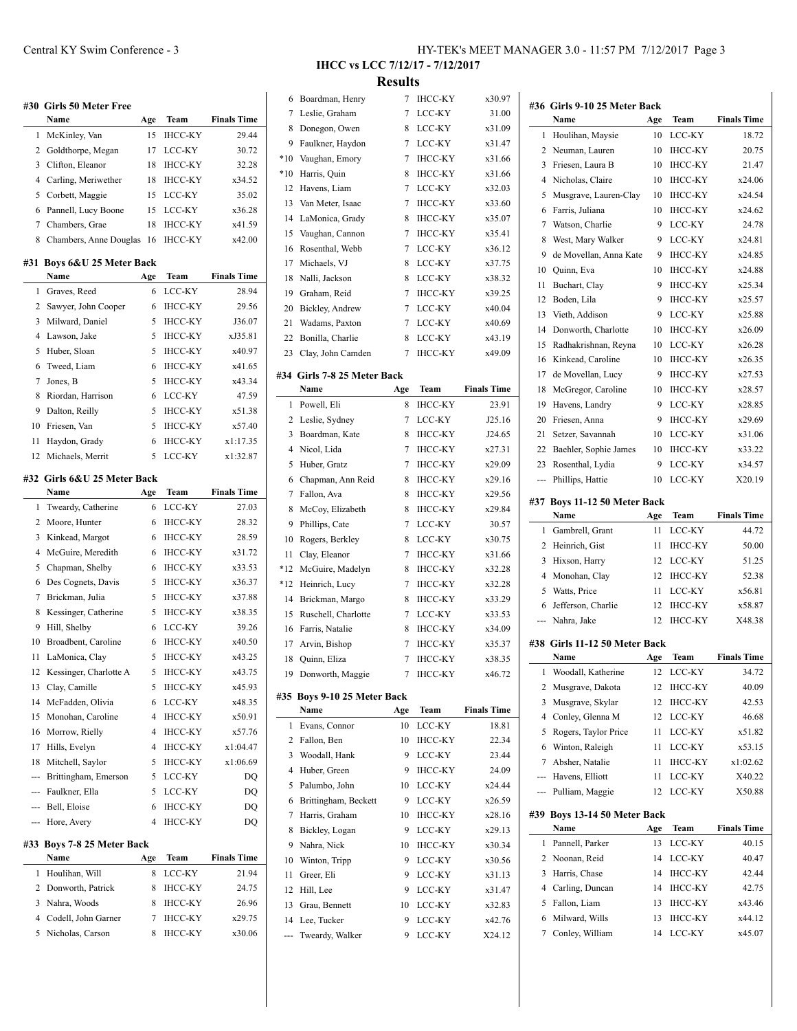**IHCC vs LCC 7/12/17 - 7/12/2017**

**Results**

#### #30 Girls 50 Meter Free

| | Name | Age | Team | Finals Time |
|---|---|---|---|---|
| 1 | McKinley, Van | 15 | IHCC-KY | 29.44 |
| 2 | Goldthorpe, Megan | 17 | LCC-KY | 30.72 |
| 3 | Clifton, Eleanor | 18 | IHCC-KY | 32.28 |
| 4 | Carling, Meriwether | 18 | IHCC-KY | x34.52 |
| 5 | Corbett, Maggie | 15 | LCC-KY | 35.02 |
| 6 | Pannell, Lucy Boone | 15 | LCC-KY | x36.28 |
| 7 | Chambers, Grae | 18 | IHCC-KY | x41.59 |
| 8 | Chambers, Anne Douglas | 16 | IHCC-KY | x42.00 |

#### #31 Boys 6&U 25 Meter Back

| | Name | Age | Team | Finals Time |
|---|---|---|---|---|
| 1 | Graves, Reed | 6 | LCC-KY | 28.94 |
| 2 | Sawyer, John Cooper | 6 | IHCC-KY | 29.56 |
| 3 | Milward, Daniel | 5 | IHCC-KY | J36.07 |
| 4 | Lawson, Jake | 5 | IHCC-KY | xJ35.81 |
| 5 | Huber, Sloan | 5 | IHCC-KY | x40.97 |
| 6 | Tweed, Liam | 6 | IHCC-KY | x41.65 |
| 7 | Jones, B | 5 | IHCC-KY | x43.34 |
| 8 | Riordan, Harrison | 6 | LCC-KY | 47.59 |
| 9 | Dalton, Reilly | 5 | IHCC-KY | x51.38 |
| 10 | Friesen, Van | 5 | IHCC-KY | x57.40 |
| 11 | Haydon, Grady | 6 | IHCC-KY | x1:17.35 |
| 12 | Michaels, Merrit | 5 | LCC-KY | x1:32.87 |

#### #32 Girls 6&U 25 Meter Back

| | Name | Age | Team | Finals Time |
|---|---|---|---|---|
| 1 | Tweardy, Catherine | 6 | LCC-KY | 27.03 |
| 2 | Moore, Hunter | 6 | IHCC-KY | 28.32 |
| 3 | Kinkead, Margot | 6 | IHCC-KY | 28.59 |
| 4 | McGuire, Meredith | 6 | IHCC-KY | x31.72 |
| 5 | Chapman, Shelby | 6 | IHCC-KY | x33.53 |
| 6 | Des Cognets, Davis | 5 | IHCC-KY | x36.37 |
| 7 | Brickman, Julia | 5 | IHCC-KY | x37.88 |
| 8 | Kessinger, Catherine | 5 | IHCC-KY | x38.35 |
| 9 | Hill, Shelby | 6 | LCC-KY | 39.26 |
| 10 | Broadbent, Caroline | 6 | IHCC-KY | x40.50 |
| 11 | LaMonica, Clay | 5 | IHCC-KY | x43.25 |
| 12 | Kessinger, Charlotte A | 5 | IHCC-KY | x43.75 |
| 13 | Clay, Camille | 5 | IHCC-KY | x45.93 |
| 14 | McFadden, Olivia | 6 | LCC-KY | x48.35 |
| 15 | Monohan, Caroline | 4 | IHCC-KY | x50.91 |
| 16 | Morrow, Rielly | 4 | IHCC-KY | x57.76 |
| 17 | Hills, Evelyn | 4 | IHCC-KY | x1:04.47 |
| 18 | Mitchell, Saylor | 5 | IHCC-KY | x1:06.69 |
| --- | Brittingham, Emerson | 5 | LCC-KY | DQ |
| --- | Faulkner, Ella | 5 | LCC-KY | DQ |
| --- | Bell, Eloise | 6 | IHCC-KY | DQ |
| --- | Hore, Avery | 4 | IHCC-KY | DQ |

#### #33 Boys 7-8 25 Meter Back

| | Name | Age | Team | Finals Time |
|---|---|---|---|---|
| 1 | Houlihan, Will | 8 | LCC-KY | 21.94 |
| 2 | Donworth, Patrick | 8 | IHCC-KY | 24.75 |
| 3 | Nahra, Woods | 8 | IHCC-KY | 26.96 |
| 4 | Codell, John Garner | 7 | IHCC-KY | x29.75 |
| 5 | Nicholas, Carson | 8 | IHCC-KY | x30.06 |
| 6 | Boardman, Henry | 7 | IHCC-KY | x30.97 |
| 7 | Leslie, Graham | 7 | LCC-KY | 31.00 |
| 8 | Donegon, Owen | 8 | LCC-KY | x31.09 |
| 9 | Faulkner, Haydon | 7 | LCC-KY | x31.47 |
| *10 | Vaughan, Emory | 7 | IHCC-KY | x31.66 |
| *10 | Harris, Quin | 8 | IHCC-KY | x31.66 |
| 12 | Havens, Liam | 7 | LCC-KY | x32.03 |
| 13 | Van Meter, Isaac | 7 | IHCC-KY | x33.60 |
| 14 | LaMonica, Grady | 8 | IHCC-KY | x35.07 |
| 15 | Vaughan, Cannon | 7 | IHCC-KY | x35.41 |
| 16 | Rosenthal, Webb | 7 | LCC-KY | x36.12 |
| 17 | Michaels, VJ | 8 | LCC-KY | x37.75 |
| 18 | Nalli, Jackson | 8 | LCC-KY | x38.32 |
| 19 | Graham, Reid | 7 | IHCC-KY | x39.25 |
| 20 | Bickley, Andrew | 7 | LCC-KY | x40.04 |
| 21 | Wadams, Paxton | 7 | LCC-KY | x40.69 |
| 22 | Bonilla, Charlie | 8 | LCC-KY | x43.19 |
| 23 | Clay, John Camden | 7 | IHCC-KY | x49.09 |

#### #34 Girls 7-8 25 Meter Back

| | Name | Age | Team | Finals Time |
|---|---|---|---|---|
| 1 | Powell, Eli | 8 | IHCC-KY | 23.91 |
| 2 | Leslie, Sydney | 7 | LCC-KY | J25.16 |
| 3 | Boardman, Kate | 8 | IHCC-KY | J24.65 |
| 4 | Nicol, Lida | 7 | IHCC-KY | x27.31 |
| 5 | Huber, Gratz | 7 | IHCC-KY | x29.09 |
| 6 | Chapman, Ann Reid | 8 | IHCC-KY | x29.16 |
| 7 | Fallon, Ava | 8 | IHCC-KY | x29.56 |
| 8 | McCoy, Elizabeth | 8 | IHCC-KY | x29.84 |
| 9 | Phillips, Cate | 7 | LCC-KY | 30.57 |
| 10 | Rogers, Berkley | 8 | LCC-KY | x30.75 |
| 11 | Clay, Eleanor | 7 | IHCC-KY | x31.66 |
| *12 | McGuire, Madelyn | 8 | IHCC-KY | x32.28 |
| *12 | Heinrich, Lucy | 7 | IHCC-KY | x32.28 |
| 14 | Brickman, Margo | 8 | IHCC-KY | x33.29 |
| 15 | Ruschell, Charlotte | 7 | LCC-KY | x33.53 |
| 16 | Farris, Natalie | 8 | IHCC-KY | x34.09 |
| 17 | Arvin, Bishop | 7 | IHCC-KY | x35.37 |
| 18 | Quinn, Eliza | 7 | IHCC-KY | x38.35 |
| 19 | Donworth, Maggie | 7 | IHCC-KY | x46.72 |

#### #35 Boys 9-10 25 Meter Back

| | Name | Age | Team | Finals Time |
|---|---|---|---|---|
| 1 | Evans, Connor | 10 | LCC-KY | 18.81 |
| 2 | Fallon, Ben | 10 | IHCC-KY | 22.34 |
| 3 | Woodall, Hank | 9 | LCC-KY | 23.44 |
| 4 | Huber, Green | 9 | IHCC-KY | 24.09 |
| 5 | Palumbo, John | 10 | LCC-KY | x24.44 |
| 6 | Brittingham, Beckett | 9 | LCC-KY | x26.59 |
| 7 | Harris, Graham | 10 | IHCC-KY | x28.16 |
| 8 | Bickley, Logan | 9 | LCC-KY | x29.13 |
| 9 | Nahra, Nick | 10 | IHCC-KY | x30.34 |
| 10 | Winton, Tripp | 9 | LCC-KY | x30.56 |
| 11 | Greer, Eli | 9 | LCC-KY | x31.13 |
| 12 | Hill, Lee | 9 | LCC-KY | x31.47 |
| 13 | Grau, Bennett | 10 | LCC-KY | x32.83 |
| 14 | Lee, Tucker | 9 | LCC-KY | x42.76 |
| --- | Tweardy, Walker | 9 | LCC-KY | X24.12 |

#### #36 Girls 9-10 25 Meter Back

| | Name | Age | Team | Finals Time |
|---|---|---|---|---|
| 1 | Houlihan, Maysie | 10 | LCC-KY | 18.72 |
| 2 | Neuman, Lauren | 10 | IHCC-KY | 20.75 |
| 3 | Friesen, Laura B | 10 | IHCC-KY | 21.47 |
| 4 | Nicholas, Claire | 10 | IHCC-KY | x24.06 |
| 5 | Musgrave, Lauren-Clay | 10 | IHCC-KY | x24.54 |
| 6 | Farris, Juliana | 10 | IHCC-KY | x24.62 |
| 7 | Watson, Charlie | 9 | LCC-KY | 24.78 |
| 8 | West, Mary Walker | 9 | LCC-KY | x24.81 |
| 9 | de Movellan, Anna Kate | 9 | IHCC-KY | x24.85 |
| 10 | Quinn, Eva | 10 | IHCC-KY | x24.88 |
| 11 | Buchart, Clay | 9 | IHCC-KY | x25.34 |
| 12 | Boden, Lila | 9 | IHCC-KY | x25.57 |
| 13 | Vieth, Addison | 9 | LCC-KY | x25.88 |
| 14 | Donworth, Charlotte | 10 | IHCC-KY | x26.09 |
| 15 | Radhakrishnan, Reyna | 10 | LCC-KY | x26.28 |
| 16 | Kinkead, Caroline | 10 | IHCC-KY | x26.35 |
| 17 | de Movellan, Lucy | 9 | IHCC-KY | x27.53 |
| 18 | McGregor, Caroline | 10 | IHCC-KY | x28.57 |
| 19 | Havens, Landry | 9 | LCC-KY | x28.85 |
| 20 | Friesen, Anna | 9 | IHCC-KY | x29.69 |
| 21 | Setzer, Savannah | 10 | LCC-KY | x31.06 |
| 22 | Baehler, Sophie James | 10 | IHCC-KY | x33.22 |
| 23 | Rosenthal, Lydia | 9 | LCC-KY | x34.57 |
| --- | Phillips, Hattie | 10 | LCC-KY | X20.19 |

#### #37 Boys 11-12 50 Meter Back

| | Name | Age | Team | Finals Time |
|---|---|---|---|---|
| 1 | Gambrell, Grant | 11 | LCC-KY | 44.72 |
| 2 | Heinrich, Gist | 11 | IHCC-KY | 50.00 |
| 3 | Hixson, Harry | 12 | LCC-KY | 51.25 |
| 4 | Monohan, Clay | 12 | IHCC-KY | 52.38 |
| 5 | Watts, Price | 11 | LCC-KY | x56.81 |
| 6 | Jefferson, Charlie | 12 | IHCC-KY | x58.87 |
| --- | Nahra, Jake | 12 | IHCC-KY | X48.38 |

#### #38 Girls 11-12 50 Meter Back

| | Name | Age | Team | Finals Time |
|---|---|---|---|---|
| 1 | Woodall, Katherine | 12 | LCC-KY | 34.72 |
| 2 | Musgrave, Dakota | 12 | IHCC-KY | 40.09 |
| 3 | Musgrave, Skylar | 12 | IHCC-KY | 42.53 |
| 4 | Conley, Glenna M | 12 | LCC-KY | 46.68 |
| 5 | Rogers, Taylor Price | 11 | LCC-KY | x51.82 |
| 6 | Winton, Raleigh | 11 | LCC-KY | x53.15 |
| 7 | Absher, Natalie | 11 | IHCC-KY | x1:02.62 |
| --- | Havens, Elliott | 11 | LCC-KY | X40.22 |
| --- | Pulliam, Maggie | 12 | LCC-KY | X50.88 |

#### #39 Boys 13-14 50 Meter Back

| | Name | Age | Team | Finals Time |
|---|---|---|---|---|
| 1 | Pannell, Parker | 13 | LCC-KY | 40.15 |
| 2 | Noonan, Reid | 14 | LCC-KY | 40.47 |
| 3 | Harris, Chase | 14 | IHCC-KY | 42.44 |
| 4 | Carling, Duncan | 14 | IHCC-KY | 42.75 |
| 5 | Fallon, Liam | 13 | IHCC-KY | x43.46 |
| 6 | Milward, Wills | 13 | IHCC-KY | x44.12 |
| 7 | Conley, William | 14 | LCC-KY | x45.07 |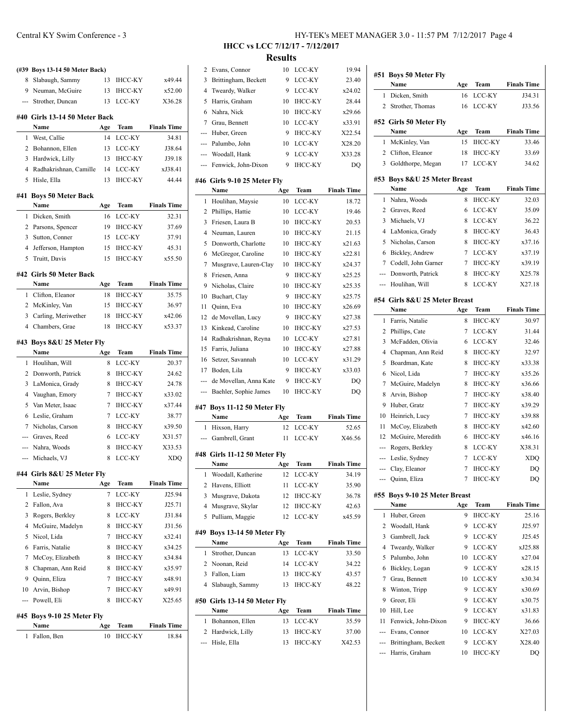**IHCC vs LCC 7/12/17 - 7/12/2017**

**Results**

#### (#39 Boys 13-14 50 Meter Back)

| | Name | Age | Team | Finals Time |
|---|---|---|---|---|
| 8 | Slabaugh, Sammy | 13 | IHCC-KY | x49.44 |
| 9 | Neuman, McGuire | 13 | IHCC-KY | x52.00 |
| --- | Strother, Duncan | 13 | LCC-KY | X36.28 |

#### #40 Girls 13-14 50 Meter Back

| | Name | Age | Team | Finals Time |
|---|---|---|---|---|
| 1 | West, Callie | 14 | LCC-KY | 34.81 |
| 2 | Bohannon, Ellen | 13 | LCC-KY | J38.64 |
| 3 | Hardwick, Lilly | 13 | IHCC-KY | J39.18 |
| 4 | Radhakrishnan, Camille | 14 | LCC-KY | xJ38.41 |
| 5 | Hisle, Ella | 13 | IHCC-KY | 44.44 |

#### #41 Boys 50 Meter Back

| | Name | Age | Team | Finals Time |
|---|---|---|---|---|
| 1 | Dicken, Smith | 16 | LCC-KY | 32.31 |
| 2 | Parsons, Spencer | 19 | IHCC-KY | 37.69 |
| 3 | Sutton, Conner | 15 | LCC-KY | 37.91 |
| 4 | Jefferson, Hampton | 15 | IHCC-KY | 45.31 |
| 5 | Truitt, Davis | 15 | IHCC-KY | x55.50 |

#### #42 Girls 50 Meter Back

| | Name | Age | Team | Finals Time |
|---|---|---|---|---|
| 1 | Clifton, Eleanor | 18 | IHCC-KY | 35.75 |
| 2 | McKinley, Van | 15 | IHCC-KY | 36.97 |
| 3 | Carling, Meriwether | 18 | IHCC-KY | x42.06 |
| 4 | Chambers, Grae | 18 | IHCC-KY | x53.37 |

#### #43 Boys 8&U 25 Meter Fly

| | Name | Age | Team | Finals Time |
|---|---|---|---|---|
| 1 | Houlihan, Will | 8 | LCC-KY | 20.37 |
| 2 | Donworth, Patrick | 8 | IHCC-KY | 24.62 |
| 3 | LaMonica, Grady | 8 | IHCC-KY | 24.78 |
| 4 | Vaughan, Emory | 7 | IHCC-KY | x33.02 |
| 5 | Van Meter, Isaac | 7 | IHCC-KY | x37.44 |
| 6 | Leslie, Graham | 7 | LCC-KY | 38.77 |
| 7 | Nicholas, Carson | 8 | IHCC-KY | x39.50 |
| --- | Graves, Reed | 6 | LCC-KY | X31.57 |
| --- | Nahra, Woods | 8 | IHCC-KY | X33.53 |
| --- | Michaels, VJ | 8 | LCC-KY | XDQ |

#### #44 Girls 8&U 25 Meter Fly

| | Name | Age | Team | Finals Time |
|---|---|---|---|---|
| 1 | Leslie, Sydney | 7 | LCC-KY | J25.94 |
| 2 | Fallon, Ava | 8 | IHCC-KY | J25.71 |
| 3 | Rogers, Berkley | 8 | LCC-KY | J31.84 |
| 4 | McGuire, Madelyn | 8 | IHCC-KY | J31.56 |
| 5 | Nicol, Lida | 7 | IHCC-KY | x32.41 |
| 6 | Farris, Natalie | 8 | IHCC-KY | x34.25 |
| 7 | McCoy, Elizabeth | 8 | IHCC-KY | x34.84 |
| 8 | Chapman, Ann Reid | 8 | IHCC-KY | x35.97 |
| 9 | Quinn, Eliza | 7 | IHCC-KY | x48.91 |
| 10 | Arvin, Bishop | 7 | IHCC-KY | x49.91 |
| --- | Powell, Eli | 8 | IHCC-KY | X25.65 |

#### #45 Boys 9-10 25 Meter Fly

| | Name | Age | Team | Finals Time |
|---|---|---|---|---|
| 1 | Fallon, Ben | 10 | IHCC-KY | 18.84 |
| 2 | Evans, Connor | 10 | LCC-KY | 19.94 |
| 3 | Brittingham, Beckett | 9 | LCC-KY | 23.40 |
| 4 | Tweardy, Walker | 9 | LCC-KY | x24.02 |
| 5 | Harris, Graham | 10 | IHCC-KY | 28.44 |
| 6 | Nahra, Nick | 10 | IHCC-KY | x29.66 |
| 7 | Grau, Bennett | 10 | LCC-KY | x33.91 |
| --- | Huber, Green | 9 | IHCC-KY | X22.54 |
| --- | Palumbo, John | 10 | LCC-KY | X28.20 |
| --- | Woodall, Hank | 9 | LCC-KY | X33.28 |
| --- | Fenwick, John-Dixon | 9 | IHCC-KY | DQ |

#### #46 Girls 9-10 25 Meter Fly

| | Name | Age | Team | Finals Time |
|---|---|---|---|---|
| 1 | Houlihan, Maysie | 10 | LCC-KY | 18.72 |
| 2 | Phillips, Hattie | 10 | LCC-KY | 19.46 |
| 3 | Friesen, Laura B | 10 | IHCC-KY | 20.53 |
| 4 | Neuman, Lauren | 10 | IHCC-KY | 21.15 |
| 5 | Donworth, Charlotte | 10 | IHCC-KY | x21.63 |
| 6 | McGregor, Caroline | 10 | IHCC-KY | x22.81 |
| 7 | Musgrave, Lauren-Clay | 10 | IHCC-KY | x24.37 |
| 8 | Friesen, Anna | 9 | IHCC-KY | x25.25 |
| 9 | Nicholas, Claire | 10 | IHCC-KY | x25.35 |
| 10 | Buchart, Clay | 9 | IHCC-KY | x25.75 |
| 11 | Quinn, Eva | 10 | IHCC-KY | x26.69 |
| 12 | de Movellan, Lucy | 9 | IHCC-KY | x27.38 |
| 13 | Kinkead, Caroline | 10 | IHCC-KY | x27.53 |
| 14 | Radhakrishnan, Reyna | 10 | LCC-KY | x27.81 |
| 15 | Farris, Juliana | 10 | IHCC-KY | x27.88 |
| 16 | Setzer, Savannah | 10 | LCC-KY | x31.29 |
| 17 | Boden, Lila | 9 | IHCC-KY | x33.03 |
| --- | de Movellan, Anna Kate | 9 | IHCC-KY | DQ |
| --- | Baehler, Sophie James | 10 | IHCC-KY | DQ |

#### #47 Boys 11-12 50 Meter Fly

| | Name | Age | Team | Finals Time |
|---|---|---|---|---|
| 1 | Hixson, Harry | 12 | LCC-KY | 52.65 |
| --- | Gambrell, Grant | 11 | LCC-KY | X46.56 |

#### #48 Girls 11-12 50 Meter Fly

| | Name | Age | Team | Finals Time |
|---|---|---|---|---|
| 1 | Woodall, Katherine | 12 | LCC-KY | 34.19 |
| 2 | Havens, Elliott | 11 | LCC-KY | 35.90 |
| 3 | Musgrave, Dakota | 12 | IHCC-KY | 36.78 |
| 4 | Musgrave, Skylar | 12 | IHCC-KY | 42.63 |
| 5 | Pulliam, Maggie | 12 | LCC-KY | x45.59 |

#### #49 Boys 13-14 50 Meter Fly

| | Name | Age | Team | Finals Time |
|---|---|---|---|---|
| 1 | Strother, Duncan | 13 | LCC-KY | 33.50 |
| 2 | Noonan, Reid | 14 | LCC-KY | 34.22 |
| 3 | Fallon, Liam | 13 | IHCC-KY | 43.57 |
| 4 | Slabaugh, Sammy | 13 | IHCC-KY | 48.22 |

#### #50 Girls 13-14 50 Meter Fly

| | Name | Age | Team | Finals Time |
|---|---|---|---|---|
| 1 | Bohannon, Ellen | 13 | LCC-KY | 35.59 |
| 2 | Hardwick, Lilly | 13 | IHCC-KY | 37.00 |
| --- | Hisle, Ella | 13 | IHCC-KY | X42.53 |

#### #51 Boys 50 Meter Fly

| | Name | Age | Team | Finals Time |
|---|---|---|---|---|
| 1 | Dicken, Smith | 16 | LCC-KY | J34.31 |
| 2 | Strother, Thomas | 16 | LCC-KY | J33.56 |

#### #52 Girls 50 Meter Fly

| | Name | Age | Team | Finals Time |
|---|---|---|---|---|
| 1 | McKinley, Van | 15 | IHCC-KY | 33.46 |
| 2 | Clifton, Eleanor | 18 | IHCC-KY | 33.69 |
| 3 | Goldthorpe, Megan | 17 | LCC-KY | 34.62 |

#### #53 Boys 8&U 25 Meter Breast

| | Name | Age | Team | Finals Time |
|---|---|---|---|---|
| 1 | Nahra, Woods | 8 | IHCC-KY | 32.03 |
| 2 | Graves, Reed | 6 | LCC-KY | 35.09 |
| 3 | Michaels, VJ | 8 | LCC-KY | 36.22 |
| 4 | LaMonica, Grady | 8 | IHCC-KY | 36.43 |
| 5 | Nicholas, Carson | 8 | IHCC-KY | x37.16 |
| 6 | Bickley, Andrew | 7 | LCC-KY | x37.19 |
| 7 | Codell, John Garner | 7 | IHCC-KY | x39.19 |
| --- | Donworth, Patrick | 8 | IHCC-KY | X25.78 |
| --- | Houlihan, Will | 8 | LCC-KY | X27.18 |

#### #54 Girls 8&U 25 Meter Breast

| | Name | Age | Team | Finals Time |
|---|---|---|---|---|
| 1 | Farris, Natalie | 8 | IHCC-KY | 30.97 |
| 2 | Phillips, Cate | 7 | LCC-KY | 31.44 |
| 3 | McFadden, Olivia | 6 | LCC-KY | 32.46 |
| 4 | Chapman, Ann Reid | 8 | IHCC-KY | 32.97 |
| 5 | Boardman, Kate | 8 | IHCC-KY | x33.38 |
| 6 | Nicol, Lida | 7 | IHCC-KY | x35.26 |
| 7 | McGuire, Madelyn | 8 | IHCC-KY | x36.66 |
| 8 | Arvin, Bishop | 7 | IHCC-KY | x38.40 |
| 9 | Huber, Gratz | 7 | IHCC-KY | x39.29 |
| 10 | Heinrich, Lucy | 7 | IHCC-KY | x39.88 |
| 11 | McCoy, Elizabeth | 8 | IHCC-KY | x42.60 |
| 12 | McGuire, Meredith | 6 | IHCC-KY | x46.16 |
| --- | Rogers, Berkley | 8 | LCC-KY | X38.31 |
| --- | Leslie, Sydney | 7 | LCC-KY | XDQ |
| --- | Clay, Eleanor | 7 | IHCC-KY | DQ |
| --- | Quinn, Eliza | 7 | IHCC-KY | DQ |

#### #55 Boys 9-10 25 Meter Breast

| | Name | Age | Team | Finals Time |
|---|---|---|---|---|
| 1 | Huber, Green | 9 | IHCC-KY | 25.16 |
| 2 | Woodall, Hank | 9 | LCC-KY | J25.97 |
| 3 | Gambrell, Jack | 9 | LCC-KY | J25.45 |
| 4 | Tweardy, Walker | 9 | LCC-KY | xJ25.88 |
| 5 | Palumbo, John | 10 | LCC-KY | x27.04 |
| 6 | Bickley, Logan | 9 | LCC-KY | x28.15 |
| 7 | Grau, Bennett | 10 | LCC-KY | x30.34 |
| 8 | Winton, Tripp | 9 | LCC-KY | x30.69 |
| 9 | Greer, Eli | 9 | LCC-KY | x30.75 |
| 10 | Hill, Lee | 9 | LCC-KY | x31.83 |
| 11 | Fenwick, John-Dixon | 9 | IHCC-KY | 36.66 |
| --- | Evans, Connor | 10 | LCC-KY | X27.03 |
| --- | Brittingham, Beckett | 9 | LCC-KY | X28.40 |
| --- | Harris, Graham | 10 | IHCC-KY | DQ |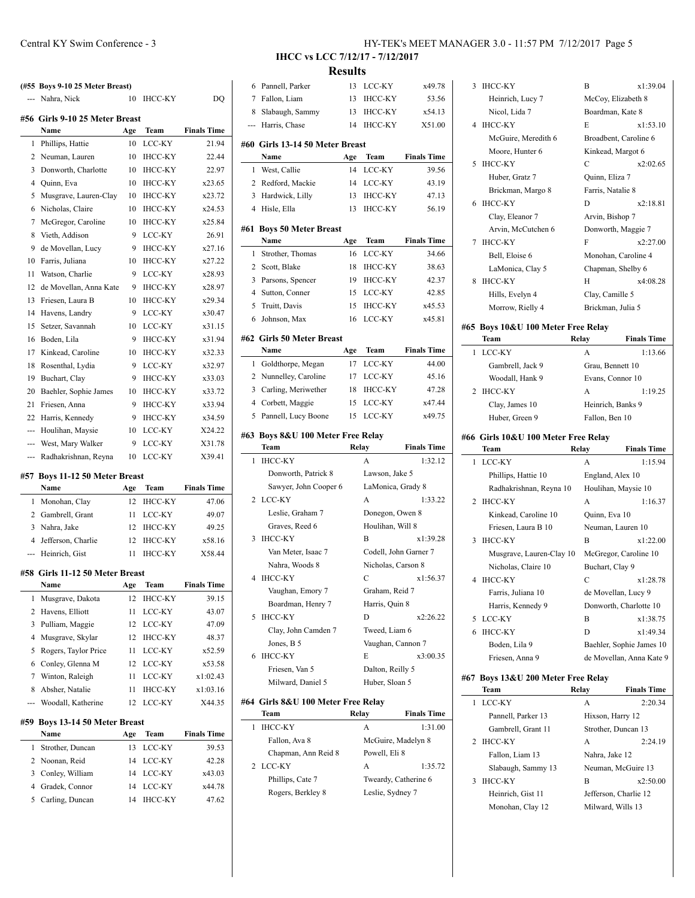## IHCC vs LCC 7/12/17 - 7/12/2017

### Results

**(#55 Boys 9-10 25 Meter Breast)**

| | Name | Age | Team | Finals Time |
|---|---|---|---|---|
| --- | Nahra, Nick | 10 | IHCC-KY | DQ |

**#56 Girls 9-10 25 Meter Breast**

| | Name | Age | Team | Finals Time |
|---|---|---|---|---|
| 1 | Phillips, Hattie | 10 | LCC-KY | 21.94 |
| 2 | Neuman, Lauren | 10 | IHCC-KY | 22.44 |
| 3 | Donworth, Charlotte | 10 | IHCC-KY | 22.97 |
| 4 | Quinn, Eva | 10 | IHCC-KY | x23.65 |
| 5 | Musgrave, Lauren-Clay | 10 | IHCC-KY | x23.72 |
| 6 | Nicholas, Claire | 10 | IHCC-KY | x24.53 |
| 7 | McGregor, Caroline | 10 | IHCC-KY | x25.84 |
| 8 | Vieth, Addison | 9 | LCC-KY | 26.91 |
| 9 | de Movellan, Lucy | 9 | IHCC-KY | x27.16 |
| 10 | Farris, Juliana | 10 | IHCC-KY | x27.22 |
| 11 | Watson, Charlie | 9 | LCC-KY | x28.93 |
| 12 | de Movellan, Anna Kate | 9 | IHCC-KY | x28.97 |
| 13 | Friesen, Laura B | 10 | IHCC-KY | x29.34 |
| 14 | Havens, Landry | 9 | LCC-KY | x30.47 |
| 15 | Setzer, Savannah | 10 | LCC-KY | x31.15 |
| 16 | Boden, Lila | 9 | IHCC-KY | x31.94 |
| 17 | Kinkead, Caroline | 10 | IHCC-KY | x32.33 |
| 18 | Rosenthal, Lydia | 9 | LCC-KY | x32.97 |
| 19 | Buchart, Clay | 9 | IHCC-KY | x33.03 |
| 20 | Baehler, Sophie James | 10 | IHCC-KY | x33.72 |
| 21 | Friesen, Anna | 9 | IHCC-KY | x33.94 |
| 22 | Harris, Kennedy | 9 | IHCC-KY | x34.59 |
| --- | Houlihan, Maysie | 10 | LCC-KY | X24.22 |
| --- | West, Mary Walker | 9 | LCC-KY | X31.78 |
| --- | Radhakrishnan, Reyna | 10 | LCC-KY | X39.41 |

**#57 Boys 11-12 50 Meter Breast**

| | Name | Age | Team | Finals Time |
|---|---|---|---|---|
| 1 | Monohan, Clay | 12 | IHCC-KY | 47.06 |
| 2 | Gambrell, Grant | 11 | LCC-KY | 49.07 |
| 3 | Nahra, Jake | 12 | IHCC-KY | 49.25 |
| 4 | Jefferson, Charlie | 12 | IHCC-KY | x58.16 |
| --- | Heinrich, Gist | 11 | IHCC-KY | X58.44 |

**#58 Girls 11-12 50 Meter Breast**

| | Name | Age | Team | Finals Time |
|---|---|---|---|---|
| 1 | Musgrave, Dakota | 12 | IHCC-KY | 39.15 |
| 2 | Havens, Elliott | 11 | LCC-KY | 43.07 |
| 3 | Pulliam, Maggie | 12 | LCC-KY | 47.09 |
| 4 | Musgrave, Skylar | 12 | IHCC-KY | 48.37 |
| 5 | Rogers, Taylor Price | 11 | LCC-KY | x52.59 |
| 6 | Conley, Glenna M | 12 | LCC-KY | x53.58 |
| 7 | Winton, Raleigh | 11 | LCC-KY | x1:02.43 |
| 8 | Absher, Natalie | 11 | IHCC-KY | x1:03.16 |
| --- | Woodall, Katherine | 12 | LCC-KY | X44.35 |

**#59 Boys 13-14 50 Meter Breast**

| | Name | Age | Team | Finals Time |
|---|---|---|---|---|
| 1 | Strother, Duncan | 13 | LCC-KY | 39.53 |
| 2 | Noonan, Reid | 14 | LCC-KY | 42.28 |
| 3 | Conley, William | 14 | LCC-KY | x43.03 |
| 4 | Gradek, Connor | 14 | LCC-KY | x44.78 |
| 5 | Carling, Duncan | 14 | IHCC-KY | 47.62 |
| 6 | Pannell, Parker | 13 | LCC-KY | x49.78 |
| 7 | Fallon, Liam | 13 | IHCC-KY | 53.56 |
| 8 | Slabaugh, Sammy | 13 | IHCC-KY | x54.13 |
| --- | Harris, Chase | 14 | IHCC-KY | X51.00 |

**#60 Girls 13-14 50 Meter Breast**

| | Name | Age | Team | Finals Time |
|---|---|---|---|---|
| 1 | West, Callie | 14 | LCC-KY | 39.56 |
| 2 | Redford, Mackie | 14 | LCC-KY | 43.19 |
| 3 | Hardwick, Lilly | 13 | IHCC-KY | 47.13 |
| 4 | Hisle, Ella | 13 | IHCC-KY | 56.19 |

**#61 Boys 50 Meter Breast**

| | Name | Age | Team | Finals Time |
|---|---|---|---|---|
| 1 | Strother, Thomas | 16 | LCC-KY | 34.66 |
| 2 | Scott, Blake | 18 | IHCC-KY | 38.63 |
| 3 | Parsons, Spencer | 19 | IHCC-KY | 42.37 |
| 4 | Sutton, Conner | 15 | LCC-KY | 42.85 |
| 5 | Truitt, Davis | 15 | IHCC-KY | x45.53 |
| 6 | Johnson, Max | 16 | LCC-KY | x45.81 |

**#62 Girls 50 Meter Breast**

| | Name | Age | Team | Finals Time |
|---|---|---|---|---|
| 1 | Goldthorpe, Megan | 17 | LCC-KY | 44.00 |
| 2 | Nunnelley, Caroline | 17 | LCC-KY | 45.16 |
| 3 | Carling, Meriwether | 18 | IHCC-KY | 47.28 |
| 4 | Corbett, Maggie | 15 | LCC-KY | x47.44 |
| 5 | Pannell, Lucy Boone | 15 | LCC-KY | x49.75 |

**#63 Boys 8&U 100 Meter Free Relay**

| | Team | Relay | Finals Time |
|---|---|---|---|
| 1 | IHCC-KY | A | 1:32.12 |
| | Donworth, Patrick 8 | Lawson, Jake 5 | |
| | Sawyer, John Cooper 6 | LaMonica, Grady 8 | |
| 2 | LCC-KY | A | 1:33.22 |
| | Leslie, Graham 7 | Donegon, Owen 8 | |
| | Graves, Reed 6 | Houlihan, Will 8 | |
| 3 | IHCC-KY | B | x1:39.28 |
| | Van Meter, Isaac 7 | Codell, John Garner 7 | |
| | Nahra, Woods 8 | Nicholas, Carson 8 | |
| 4 | IHCC-KY | C | x1:56.37 |
| | Vaughan, Emory 7 | Graham, Reid 7 | |
| | Boardman, Henry 7 | Harris, Quin 8 | |
| 5 | IHCC-KY | D | x2:26.22 |
| | Clay, John Camden 7 | Tweed, Liam 6 | |
| | Jones, B 5 | Vaughan, Cannon 7 | |
| 6 | IHCC-KY | E | x3:00.35 |
| | Friesen, Van 5 | Dalton, Reilly 5 | |
| | Milward, Daniel 5 | Huber, Sloan 5 | |

**#64 Girls 8&U 100 Meter Free Relay**

| | Team | Relay | Finals Time |
|---|---|---|---|
| 1 | IHCC-KY | A | 1:31.00 |
| | Fallon, Ava 8 | McGuire, Madelyn 8 | |
| | Chapman, Ann Reid 8 | Powell, Eli 8 | |
| 2 | LCC-KY | A | 1:35.72 |
| | Phillips, Cate 7 | Tweardy, Catherine 6 | |
| | Rogers, Berkley 8 | Leslie, Sydney 7 | |
| 3 | IHCC-KY | B | x1:39.04 |
| | Heinrich, Lucy 7 | McCoy, Elizabeth 8 | |
| | Nicol, Lida 7 | Boardman, Kate 8 | |
| 4 | IHCC-KY | E | x1:53.10 |
| | McGuire, Meredith 6 | Broadbent, Caroline 6 | |
| | Moore, Hunter 6 | Kinkead, Margot 6 | |
| 5 | IHCC-KY | C | x2:02.65 |
| | Huber, Gratz 7 | Quinn, Eliza 7 | |
| | Brickman, Margo 8 | Farris, Natalie 8 | |
| 6 | IHCC-KY | D | x2:18.81 |
| | Clay, Eleanor 7 | Arvin, Bishop 7 | |
| | Arvin, McCutchen 6 | Donworth, Maggie 7 | |
| 7 | IHCC-KY | F | x2:27.00 |
| | Bell, Eloise 6 | Monohan, Caroline 4 | |
| | LaMonica, Clay 5 | Chapman, Shelby 6 | |
| 8 | IHCC-KY | H | x4:08.28 |
| | Hills, Evelyn 4 | Clay, Camille 5 | |
| | Morrow, Rielly 4 | Brickman, Julia 5 | |

**#65 Boys 10&U 100 Meter Free Relay**

| | Team | Relay | Finals Time |
|---|---|---|---|
| 1 | LCC-KY | A | 1:13.66 |
| | Gambrell, Jack 9 | Grau, Bennett 10 | |
| | Woodall, Hank 9 | Evans, Connor 10 | |
| 2 | IHCC-KY | A | 1:19.25 |
| | Clay, James 10 | Heinrich, Banks 9 | |
| | Huber, Green 9 | Fallon, Ben 10 | |

**#66 Girls 10&U 100 Meter Free Relay**

| | Team | Relay | Finals Time |
|---|---|---|---|
| 1 | LCC-KY | A | 1:15.94 |
| | Phillips, Hattie 10 | England, Alex 10 | |
| | Radhakrishnan, Reyna 10 | Houlihan, Maysie 10 | |
| 2 | IHCC-KY | A | 1:16.37 |
| | Kinkead, Caroline 10 | Quinn, Eva 10 | |
| | Friesen, Laura B 10 | Neuman, Lauren 10 | |
| 3 | IHCC-KY | B | x1:22.00 |
| | Musgrave, Lauren-Clay 10 | McGregor, Caroline 10 | |
| | Nicholas, Claire 10 | Buchart, Clay 9 | |
| 4 | IHCC-KY | C | x1:28.78 |
| | Farris, Juliana 10 | de Movellan, Lucy 9 | |
| | Harris, Kennedy 9 | Donworth, Charlotte 10 | |
| 5 | LCC-KY | B | x1:38.75 |
| 6 | IHCC-KY | D | x1:49.34 |
| | Boden, Lila 9 | Baehler, Sophie James 10 | |
| | Friesen, Anna 9 | de Movellan, Anna Kate 9 | |

**#67 Boys 13&U 200 Meter Free Relay**

| | Team | Relay | Finals Time |
|---|---|---|---|
| 1 | LCC-KY | A | 2:20.34 |
| | Pannell, Parker 13 | Hixson, Harry 12 | |
| | Gambrell, Grant 11 | Strother, Duncan 13 | |
| 2 | IHCC-KY | A | 2:24.19 |
| | Fallon, Liam 13 | Nahra, Jake 12 | |
| | Slabaugh, Sammy 13 | Neuman, McGuire 13 | |
| 3 | IHCC-KY | B | x2:50.00 |
| | Heinrich, Gist 11 | Jefferson, Charlie 12 | |
| | Monohan, Clay 12 | Milward, Wills 13 | |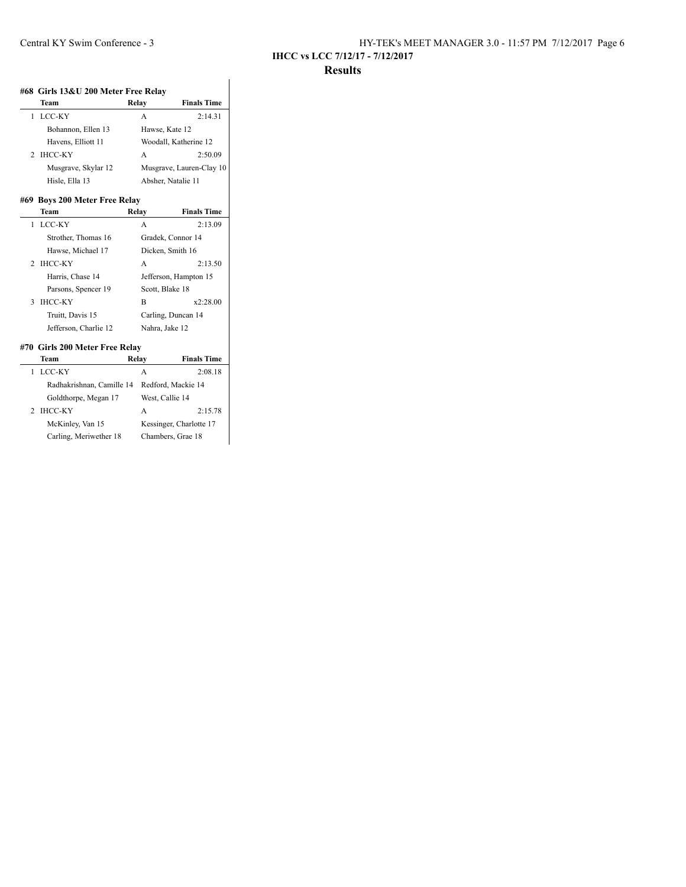**IHCC vs LCC 7/12/17 - 7/12/2017**

## Results

### #68 Girls 13&U 200 Meter Free Relay

| | Team | Relay | Finals Time |
|---|---|---|---|
| 1 | LCC-KY | A | 2:14.31 |
| | Bohannon, Ellen 13 | Hawse, Kate 12 | |
| | Havens, Elliott 11 | Woodall, Katherine 12 | |
| 2 | IHCC-KY | A | 2:50.09 |
| | Musgrave, Skylar 12 | Musgrave, Lauren-Clay 10 | |
| | Hisle, Ella 13 | Absher, Natalie 11 | |

### #69 Boys 200 Meter Free Relay

| | Team | Relay | Finals Time |
|---|---|---|---|
| 1 | LCC-KY | A | 2:13.09 |
| | Strother, Thomas 16 | Gradek, Connor 14 | |
| | Hawse, Michael 17 | Dicken, Smith 16 | |
| 2 | IHCC-KY | A | 2:13.50 |
| | Harris, Chase 14 | Jefferson, Hampton 15 | |
| | Parsons, Spencer 19 | Scott, Blake 18 | |
| 3 | IHCC-KY | B | x2:28.00 |
| | Truitt, Davis 15 | Carling, Duncan 14 | |
| | Jefferson, Charlie 12 | Nahra, Jake 12 | |

### #70 Girls 200 Meter Free Relay

| | Team | Relay | Finals Time |
|---|---|---|---|
| 1 | LCC-KY | A | 2:08.18 |
| | Radhakrishnan, Camille 14 | Redford, Mackie 14 | |
| | Goldthorpe, Megan 17 | West, Callie 14 | |
| 2 | IHCC-KY | A | 2:15.78 |
| | McKinley, Van 15 | Kessinger, Charlotte 17 | |
| | Carling, Meriwether 18 | Chambers, Grae 18 | |